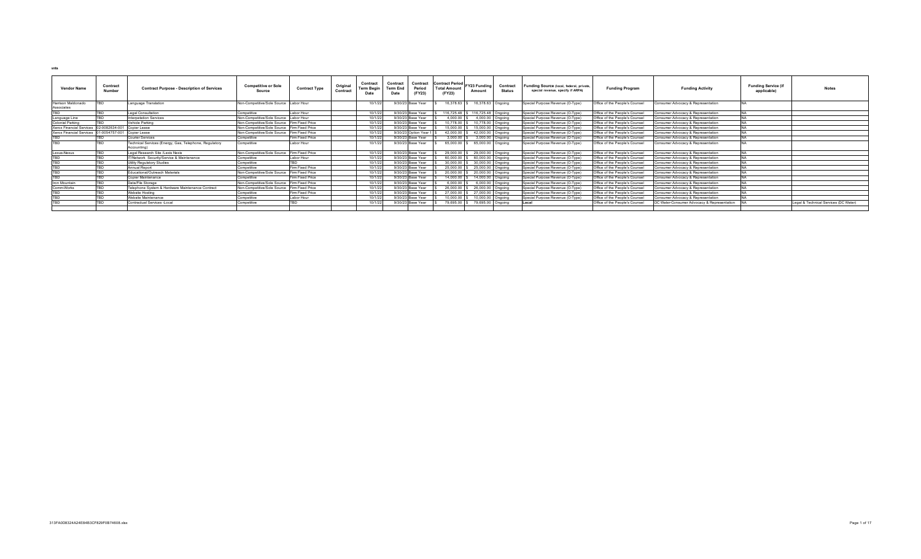nts

| Vendor Name | Contract Number | Contract Purpose - Description of Services | Competitive or Sole Source | Contract Type | Original Contract | Contract Term Begin Date | Contract Term End Date | Contract Period (FY23) | Contract Period Total Amount (FY23) | FY23 Funding Amount | Contract Status | Funding Source (local, federal, private, special revenue, specify if ARPA) | Funding Program | Funding Activity | Funding Service (if applicable) | Notes |
|---|---|---|---|---|---|---|---|---|---|---|---|---|---|---|---|---|
| Harrison Maldonado Associates | TBD | Language Translation | Non-Competitive/Sole Source | Labor Hour | | 10/1/22 | 9/30/23 | Base Year | $ 16,378.63 | $ 16,378.63 | Ongoing | Special Purpose Revenue (O-Type) | Office of the People's Counsel | Consumer Advocacy & Representation | NA | |
| TBD | TBD | Legal Consultation | Competitive | Labor Hour | | 10/1/22 | 9/30/23 | Base Year | $ 116,725.48 | $ 116,725.48 | Ongoing | Special Purpose Revenue (O-Type) | Office of the People's Counsel | Consumer Advocacy & Representation | NA | |
| Language Line | TBD | Interpetation Services | Non-Competitive/Sole Source | Labor Hour | | 10/1/22 | 9/30/23 | Base Year | $ 4,000.00 | $ 4,000.00 | Ongoing | Special Purpose Revenue (O-Type) | Office of the People's Counsel | Consumer Advocacy & Representation | NA | |
| Colonial Parking | TBD | Vehicle Parking | Non-Competitive/Sole Source | Firm Fixed Price | | 10/1/22 | 9/30/23 | Base Year | $ 10,778.00 | $ 10,778.00 | Ongoing | Special Purpose Revenue (O-Type) | Office of the People's Counsel | Consumer Advocacy & Representation | NA | |
| Xerox Financial Services | 02-0082834-001 | Copier Lease | Non-Competitive/Sole Source | Firm Fixed Price | | 10/1/22 | 9/30/23 | Base Year | $ 15,000.00 | $ 15,000.00 | Ongoing | Special Purpose Revenue (O-Type) | Office of the People's Counsel | Consumer Advocacy & Representation | NA | |
| Xerox Financial Services | 01-0054757-001 | Copier Lease | Non-Competitive/Sole Source | Firm Fixed Price | | 10/1/22 | 9/30/23 | Option Year 1 | $ 42,000.00 | $ 42,000.00 | Ongoing | Special Purpose Revenue (O-Type) | Office of the People's Counsel | Consumer Advocacy & Representation | NA | |
| TBD | TBD | Courier Services | Competitive | Firm Fixed Price | | 10/1/22 | 9/30/23 | Base Year | $ 3,000.00 | $ 3,000.00 | Ongoing | Special Purpose Revenue (O-Type) | Office of the People's Counsel | Consumer Advocacy & Representation | NA | |
| TBD | TBD | Technical Services (Energy, Gas, Telephone, Regulatory Accounting) | Competitive | Labor Hour | | 10/1/22 | 9/30/23 | Base Year | $ 65,000.00 | $ 65,000.00 | Ongoing | Special Purpose Revenue (O-Type) | Office of the People's Counsel | Consumer Advocacy & Representation | NA | |
| Lexus-Nexus | TBD | Legal Research Site /Lexis Nexis | Non-Competitive/Sole Source | Firm Fixed Price | | 10/1/22 | 9/30/23 | Base Year | $ 29,000.00 | $ 29,000.00 | Ongoing | Special Purpose Revenue (O-Type) | Office of the People's Counsel | Consumer Advocacy & Representation | NA | |
| TBD | TBD | IT/Network Security/Service & Maintenance | Competitive | Labor Hour | | 10/1/22 | 9/30/23 | Base Year | $ 60,000.00 | $ 60,000.00 | Ongoing | Special Purpose Revenue (O-Type) | Office of the People's Counsel | Consumer Advocacy & Representation | NA | |
| TBD | TBD | Utility Regulatory Studies | Competitive | TBD | | 10/1/22 | 9/30/23 | Base Year | $ 30,000.00 | $ 30,000.00 | Ongoing | Special Purpose Revenue (O-Type) | Office of the People's Counsel | Consumer Advocacy & Representation | NA | |
| TBD | TBD | Annual Report | Competitive | Firm Fixed Price | | 10/1/22 | 9/30/23 | Base Year | $ 25,000.00 | $ 25,000.00 | Ongoing | Special Purpose Revenue (O-Type) | Office of the People's Counsel | Consumer Advocacy & Representation | NA | |
| TBD | TBD | Educational/Outreach Materials | Non-Competitive/Sole Source | Firm Fixed Price | | 10/1/22 | 9/30/23 | Base Year | $ 20,000.00 | $ 20,000.00 | Ongoing | Special Purpose Revenue (O-Type) | Office of the People's Counsel | Consumer Advocacy & Representation | NA | |
| TBD | TBD | Copier Maintenance | Competitive | Firm Fixed Price | | 10/1/22 | 9/30/23 | Base Year | $ 14,000.00 | $ 14,000.00 | Ongoing | Special Purpose Revenue (O-Type) | Office of the People's Counsel | Consumer Advocacy & Representation | NA | |
| Iron Mountain | TBD | Data/File Storage | Non-Competitive/Sole Source | Firm Fixed Price | | 10/1/22 | 9/30/23 | Base Year | $ 6,000.00 | $ 6,000.00 | Ongoing | Special Purpose Revenue (O-Type) | Office of the People's Counsel | Consumer Advocacy & Representation | NA | |
| Comm-Works | TBD | Telephone System & Hardware Maintenance Contract | Non-Competitive/Sole Source | Firm Fixed Price | | 10/1/22 | 9/30/23 | Base Year | $ 26,000.00 | $ 26,000.00 | Ongoing | Special Purpose Revenue (O-Type) | Office of the People's Counsel | Consumer Advocacy & Representation | NA | |
| TBD | TBD | Website Hosting | Competitive | Firm Fixed Price | | 10/1/22 | 9/30/23 | Base Year | $ 27,000.00 | $ 27,000.00 | Ongoing | Special Purpose Revenue (O-Type) | Office of the People's Counsel | Consumer Advocacy & Representation | NA | |
| TBD | TBD | Website Maintenance | Competitive | Labor Hour | | 10/1/22 | 9/30/23 | Base Year | $ 10,000.00 | $ 10,000.00 | Ongoing | Special Purpose Revenue (O-Type) | Office of the People's Counsel | Consumer Advocacy & Representation | NA | |
| TBD | TBD | Contractual Services -Local | Competitive | TBD | | 10/1/22 | 9/30/23 | Base Year | $ 79,695.00 | $ 79,695.00 | Ongoing | Local | Office of the People's Counsel | DC Water-Consumer Advocacy & Representation | NA | Legal & Technical Services (DC Water) |

313FA0D8324A24E84B3CF829F0B74608.xlsx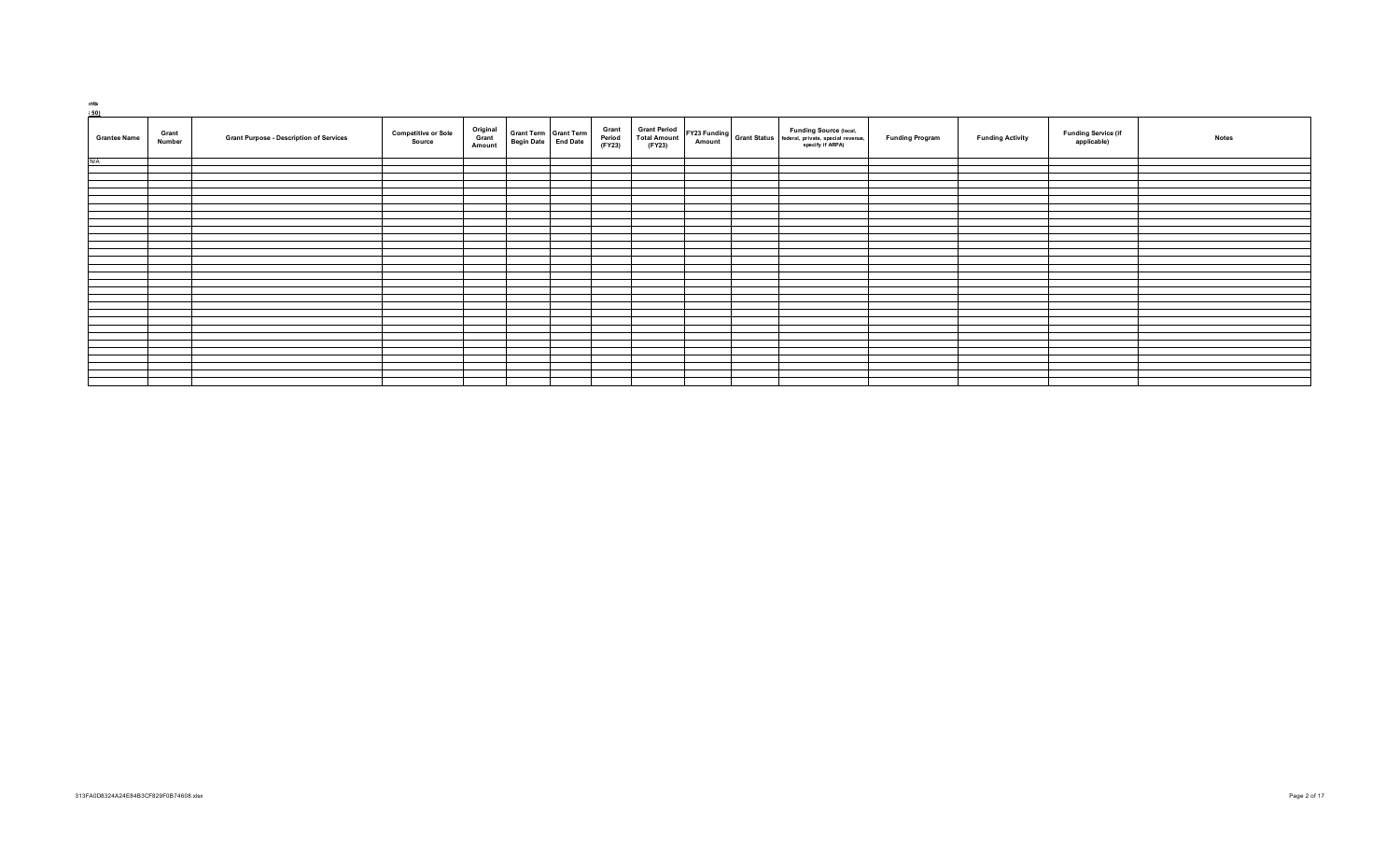ınts
; 50)

| Grantee Name | Grant Number | Grant Purpose - Description of Services | Competitive or Sole Source | Original Grant Amount | Grant Term Begin Date | Grant Term End Date | Grant Period (FY23) | Grant Period Total Amount (FY23) | FY23 Funding Amount | Grant Status | Funding Source (local, federal, private, special revenue, specify if ARPA) | Funding Program | Funding Activity | Funding Service (if applicable) | Notes |
|---|---|---|---|---|---|---|---|---|---|---|---|---|---|---|---|
| N/A | | | | | | | | | | | | | | | |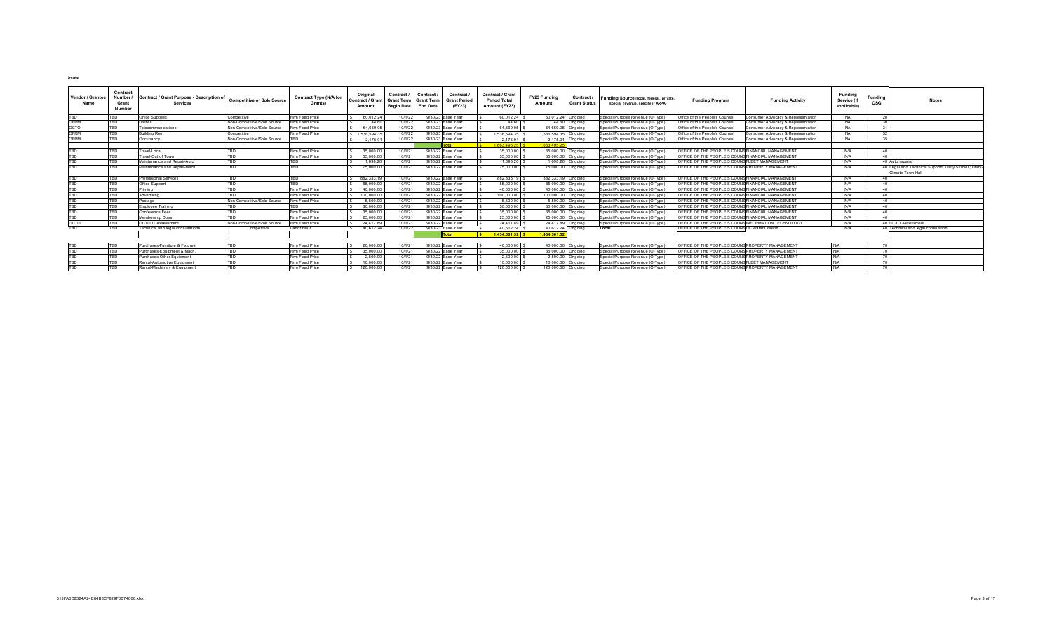**rants**

| Vendor / Grantee Name | Contract Number / Grant Number | Contract / Grant Purpose - Description of Services | Competitive or Sole Source | Contract Type (N/A for Grants) | Original Contract / Grant Amount | Contract / Grant Term Begin Date | Contract / Grant Term End Date | Contract / Grant Period (FY23) | Contract / Grant Period Total Amount (FY23) | FY23 Funding Amount | Contract / Grant Status | Funding Source (local, federal, private, special revenue, specify if ARPA) | Funding Program | Funding Activity | Funding Service (if applicable) | Funding CSG | Notes |
|---|---|---|---|---|---|---|---|---|---|---|---|---|---|---|---|---|---|
| TBD | TBD | Office Supplies | Competitive | Firm Fixed Price | $ 60,012.24 | 10/1/22 | 9/30/23 | Base Year | $ 60,012.24 | $ 60,012.24 | Ongoing | Special Purpose Revenue (O-Type) | Office of the People's Counsel | Consumer Advocacy & Representation | NA | 20 | |
| OFRM | TBD | Utilities | Non-Competitive/Sole Source | Firm Fixed Price | $ 44.60 | 10/1/22 | 9/30/23 | Base Year | $ 44.60 | $ 44.60 | Ongoing | Special Purpose Revenue (O-Type) | Office of the People's Counsel | Consumer Advocacy & Representation | NA | 30 | |
| OCTO | TBD | Telecommunications | Non-Competitive/Sole Source | Firm Fixed Price | $ 64,669.05 | 10/1/22 | 9/30/23 | Base Year | $ 64,669.05 | $ 64,669.05 | Ongoing | Special Purpose Revenue (O-Type) | Office of the People's Counsel | Consumer Advocacy & Representation | NA | 31 | |
| OFRM | TBD | Building Rent | Competitive | Firm Fixed Price | $ 1,536,594.35 | 10/1/22 | 9/30/23 | Base Year | $ 1,536,594.35 | $ 1,536,594.35 | Ongoing | Special Purpose Revenue (O-Type) | Office of the People's Counsel | Consumer Advocacy & Representation | NA | 32 | |
| OFRM | TBD | Occupancy | Non-Competitive/Sole Source | TBD | $ 2,175.01 | 10/1/22 | 9/30/23 | Base Year | $ 2,175.01 | $ 2,175.01 | Ongoing | Special Purpose Revenue (O-Type) | Office of the People's Counsel | Consumer Advocacy & Representation | NA | 35 | |
| | | | | | | | | **Total** | $ 1,663,495.25 | $ 1,663,495.25 | | | | | | | |
| TBD | TBD | Travel-Local | TBD | Firm Fixed Price | $ 35,000.00 | 10/1/21 | 9/30/22 | Base Year | $ 35,000.00 | $ 35,000.00 | Ongoing | Special Purpose Revenue (O-Type) | OFFICE OF THE PEOPLE'S COUNS | FINANCIAL MANAGEMENT | N/A | 40 | |
| TBD | TBD | Travel-Out of Town | TBD | Firm Fixed Price | $ 55,000.00 | 10/1/21 | 9/30/22 | Base Year | $ 55,000.00 | $ 55,000.00 | Ongoing | Special Purpose Revenue (O-Type) | OFFICE OF THE PEOPLE'S COUNS | FINANCIAL MANAGEMENT | N/A | 40 | |
| TBD | TBD | Maintenance and Repair-Auto | TBD | TBD | $ 1,698.20 | 10/1/21 | 9/30/22 | Base Year | $ 1,698.20 | $ 1,698.20 | Ongoing | Special Purpose Revenue (O-Type) | OFFICE OF THE PEOPLE'S COUNS | FLEET MANAGEMENT | N/A | 40 | Auto repairs |
| TBD | TBD | Maintenance and Repair-Mach | TBD | TBD | $ 75,000.00 | 10/1/21 | 9/30/22 | Base Year | $ 75,000.00 | $ 75,000.00 | Ongoing | Special Purpose Revenue (O-Type) | OFFICE OF THE PEOPLE'S COUNS | PROPERTY MANAGEMENT | N/A | 40 | Legal and Technical Support; Utility Studies; Utility-Climate Town Hall |
| TBD | TBD | Professional Services | TBD | TBD | $ 882,333.19 | 10/1/21 | 9/30/22 | Base Year | $ 882,333.19 | $ 882,333.19 | Ongoing | Special Purpose Revenue (O-Type) | OFFICE OF THE PEOPLE'S COUNS | FINANCIAL MANAGEMENT | N/A | 40 | |
| TBD | TBD | Office Support | TBD | TBD | $ 85,000.00 | 10/1/21 | 9/30/22 | Base Year | $ 85,000.00 | $ 85,000.00 | Ongoing | Special Purpose Revenue (O-Type) | OFFICE OF THE PEOPLE'S COUNS | FINANCIAL MANAGEMENT | N/A | 40 | |
| TBD | TBD | Printing | TBD | Firm Fixed Price | $ 40,000.00 | 10/1/21 | 9/30/22 | Base Year | $ 40,000.00 | $ 40,000.00 | Ongoing | Special Purpose Revenue (O-Type) | OFFICE OF THE PEOPLE'S COUNS | FINANCIAL MANAGEMENT | N/A | 40 | |
| TBD | TBD | Advertising | TBD | Firm Fixed Price | $ 100,000.00 | 10/1/21 | 9/30/22 | Base Year | $ 100,000.00 | $ 100,000.00 | Ongoing | Special Purpose Revenue (O-Type) | OFFICE OF THE PEOPLE'S COUNS | FINANCIAL MANAGEMENT | N/A | 40 | |
| TBD | TBD | Postage | Non-Competitive/Sole Source | Firm Fixed Price | $ 5,500.00 | 10/1/21 | 9/30/22 | Base Year | $ 5,500.00 | $ 5,500.00 | Ongoing | Special Purpose Revenue (O-Type) | OFFICE OF THE PEOPLE'S COUNS | FINANCIAL MANAGEMENT | N/A | 40 | |
| TBD | TBD | Employee Training | TBD | TBD | $ 30,000.00 | 10/1/21 | 9/30/22 | Base Year | $ 30,000.00 | $ 30,000.00 | Ongoing | Special Purpose Revenue (O-Type) | OFFICE OF THE PEOPLE'S COUNS | FINANCIAL MANAGEMENT | N/A | 40 | |
| TBD | TBD | Conference Fees | TBD | Firm Fixed Price | $ 35,000.00 | 10/1/21 | 9/30/22 | Base Year | $ 35,000.00 | $ 35,000.00 | Ongoing | Special Purpose Revenue (O-Type) | OFFICE OF THE PEOPLE'S COUNS | FINANCIAL MANAGEMENT | N/A | 40 | |
| TBD | TBD | Membership Dues | TBD | Firm Fixed Price | $ 25,000.00 | 10/1/21 | 9/30/22 | Base Year | $ 25,000.00 | $ 25,000.00 | Ongoing | Special Purpose Revenue (O-Type) | OFFICE OF THE PEOPLE'S COUNS | FINANCIAL MANAGEMENT | N/A | 40 | |
| OCTO | TBD | OCTO IT Assessment | Non-Competitive/Sole Source | Firm Fixed Price | $ 24,417.89 | 10/1/21 | 9/30/22 | Base Year | $ 24,417.89 | $ 24,417.89 | Ongoing | Special Purpose Revenue (O-Type) | OFFICE OF THE PEOPLE'S COUNS | INFORMATION TECHNOLOGY | N/A | 40 | OCTO Assessment |
| TBD | TBD | Technical and legal consultations | Competitive | Labor Hour | $ 40,612.24 | 10/1/22 | 9/30/23 | Base Year | $ 40,612.24 | $ 40,612.24 | Ongoing | Local | OFFICE OF THE PEOPLE'S COUNS | DC Water Division | N/A | 40 | Technical and legal consultation. |
| | | | | | | | | **Total** | $ 1,434,561.52 | $ 1,434,561.52 | | | | | | | |
| TBD | TBD | Purchases-Furniture & Fixtures | TBD | Firm Fixed Price | $ 20,000.00 | 10/1/21 | 9/30/22 | Base Year | $ 40,000.00 | $ 40,000.00 | Ongoing | Special Purpose Revenue (O-Type) | OFFICE OF THE PEOPLE'S COUNS | PROPERTY MANAGEMENT | N/A | 70 | |
| TBD | TBD | Purchases-Equipment & Mach | TBD | Firm Fixed Price | $ 35,000.00 | 10/1/21 | 9/30/22 | Base Year | $ 35,000.00 | $ 35,000.00 | Ongoing | Special Purpose Revenue (O-Type) | OFFICE OF THE PEOPLE'S COUNS | PROPERTY MANAGEMENT | N/A | 70 | |
| TBD | TBD | Purchases-Other Equipment | TBD | Firm Fixed Price | $ 2,500.00 | 10/1/21 | 9/30/22 | Base Year | $ 2,500.00 | $ 2,500.00 | Ongoing | Special Purpose Revenue (O-Type) | OFFICE OF THE PEOPLE'S COUNS | PROPERTY MANAGEMENT | N/A | 70 | |
| TBD | TBD | Rental-Automotive Equipment | TBD | Firm Fixed Price | $ 10,000.00 | 10/1/21 | 9/30/22 | Base Year | $ 10,000.00 | $ 10,000.00 | Ongoing | Special Purpose Revenue (O-Type) | OFFICE OF THE PEOPLE'S COUNS | FLEET MANAGEMENT | N/A | 70 | |
| TBD | TBD | Rental-Machinery & Equipment | TBD | Firm Fixed Price | $ 120,000.00 | 10/1/21 | 9/30/22 | Base Year | $ 120,000.00 | $ 120,000.00 | Ongoing | Special Purpose Revenue (O-Type) | OFFICE OF THE PEOPLE'S COUNS | PROPERTY MANAGEMENT | N/A | 70 | |

313FA0D8324A24E84B3CF829F0B74608.xlsx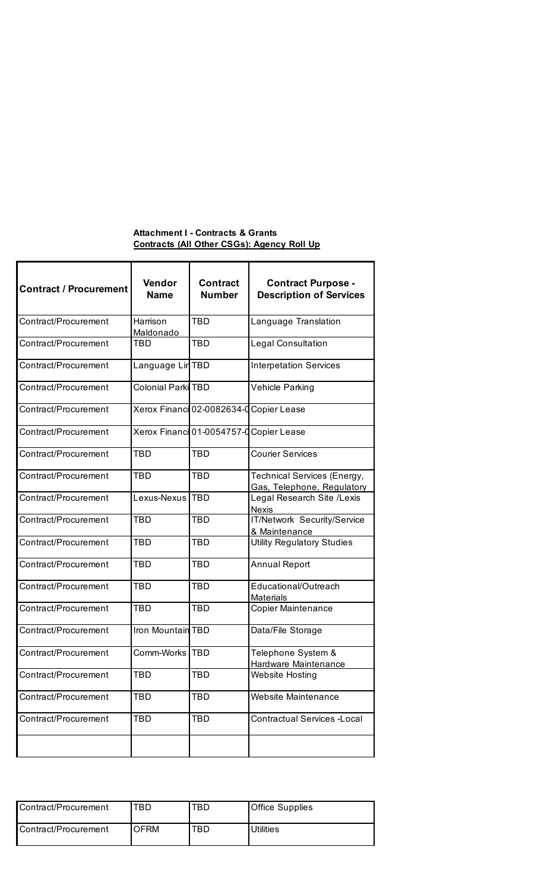**Attachment I - Contracts & Grants**
**Contracts (All Other CSGs): Agency Roll Up**

| Contract / Procurement | Vendor Name | Contract Number | Contract Purpose - Description of Services |
|---|---|---|---|
| Contract/Procurement | Harrison Maldonado | TBD | Language Translation |
| Contract/Procurement | TBD | TBD | Legal Consultation |
| Contract/Procurement | Language Lin | TBD | Interpetation Services |
| Contract/Procurement | Colonial Parki | TBD | Vehicle Parking |
| Contract/Procurement | Xerox Financi | 02-0082634-0 | Copier Lease |
| Contract/Procurement | Xerox Financi | 01-0054757-0 | Copier Lease |
| Contract/Procurement | TBD | TBD | Courier Services |
| Contract/Procurement | TBD | TBD | Technical Services (Energy, Gas, Telephone, Regulatory |
| Contract/Procurement | Lexus-Nexus | TBD | Legal Research Site /Lexis Nexis |
| Contract/Procurement | TBD | TBD | IT/Network Security/Service & Maintenance |
| Contract/Procurement | TBD | TBD | Utility Regulatory Studies |
| Contract/Procurement | TBD | TBD | Annual Report |
| Contract/Procurement | TBD | TBD | Educational/Outreach Materials |
| Contract/Procurement | TBD | TBD | Copier Maintenance |
| Contract/Procurement | Iron Mountain | TBD | Data/File Storage |
| Contract/Procurement | Comm-Works | TBD | Telephone System & Hardware Maintenance |
| Contract/Procurement | TBD | TBD | Website Hosting |
| Contract/Procurement | TBD | TBD | Website Maintenance |
| Contract/Procurement | TBD | TBD | Contractual Services -Local |
| | | | |
| Contract/Procurement | TBD | TBD | Office Supplies |
| Contract/Procurement | OFRM | TBD | Utilities |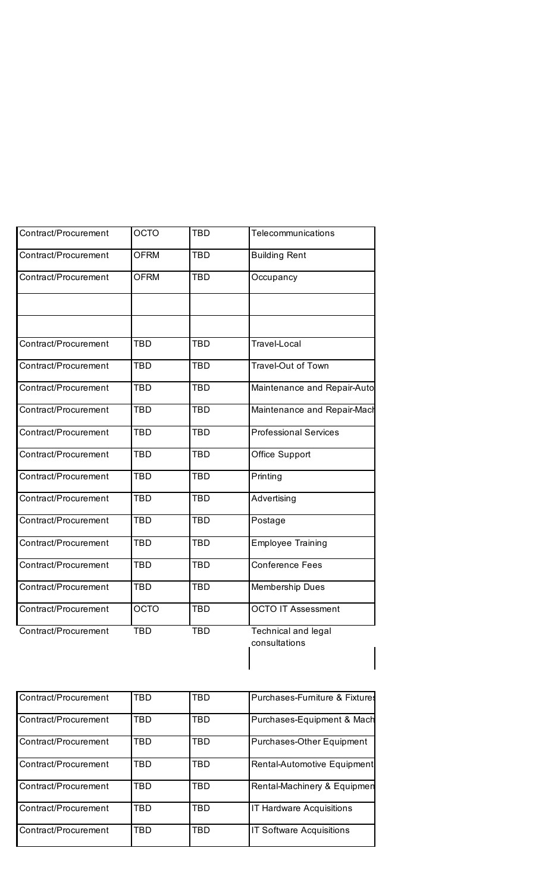| | | | |
|---|---|---|---|
| Contract/Procurement | OCTO | TBD | Telecommunications |
| Contract/Procurement | OFRM | TBD | Building Rent |
| Contract/Procurement | OFRM | TBD | Occupancy |
| | | | |
| | | | |
| Contract/Procurement | TBD | TBD | Travel-Local |
| Contract/Procurement | TBD | TBD | Travel-Out of Town |
| Contract/Procurement | TBD | TBD | Maintenance and Repair-Auto |
| Contract/Procurement | TBD | TBD | Maintenance and Repair-Mach |
| Contract/Procurement | TBD | TBD | Professional Services |
| Contract/Procurement | TBD | TBD | Office Support |
| Contract/Procurement | TBD | TBD | Printing |
| Contract/Procurement | TBD | TBD | Advertising |
| Contract/Procurement | TBD | TBD | Postage |
| Contract/Procurement | TBD | TBD | Employee Training |
| Contract/Procurement | TBD | TBD | Conference Fees |
| Contract/Procurement | TBD | TBD | Membership Dues |
| Contract/Procurement | OCTO | TBD | OCTO IT Assessment |
| Contract/Procurement | TBD | TBD | Technical and legal consultations |

| | | | |
|---|---|---|---|
| Contract/Procurement | TBD | TBD | Purchases-Furniture & Fixtures |
| Contract/Procurement | TBD | TBD | Purchases-Equipment & Mach |
| Contract/Procurement | TBD | TBD | Purchases-Other Equipment |
| Contract/Procurement | TBD | TBD | Rental-Automotive Equipment |
| Contract/Procurement | TBD | TBD | Rental-Machinery & Equipmen |
| Contract/Procurement | TBD | TBD | IT Hardware Acquisitions |
| Contract/Procurement | TBD | TBD | IT Software Acquisitions |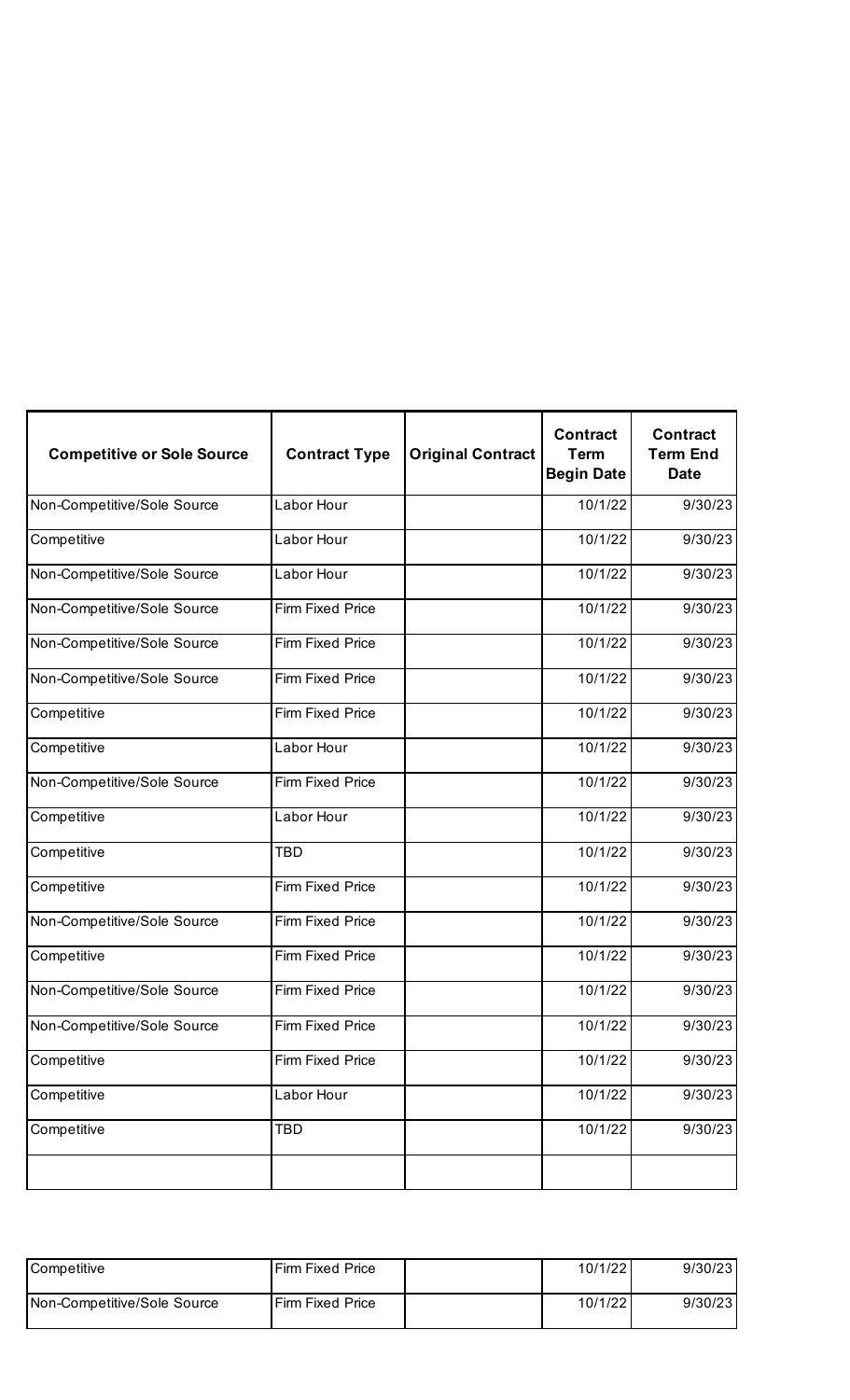| Competitive or Sole Source | Contract Type | Original Contract | Contract Term Begin Date | Contract Term End Date |
|---|---|---|---|---|
| Non-Competitive/Sole Source | Labor Hour | | 10/1/22 | 9/30/23 |
| Competitive | Labor Hour | | 10/1/22 | 9/30/23 |
| Non-Competitive/Sole Source | Labor Hour | | 10/1/22 | 9/30/23 |
| Non-Competitive/Sole Source | Firm Fixed Price | | 10/1/22 | 9/30/23 |
| Non-Competitive/Sole Source | Firm Fixed Price | | 10/1/22 | 9/30/23 |
| Non-Competitive/Sole Source | Firm Fixed Price | | 10/1/22 | 9/30/23 |
| Competitive | Firm Fixed Price | | 10/1/22 | 9/30/23 |
| Competitive | Labor Hour | | 10/1/22 | 9/30/23 |
| Non-Competitive/Sole Source | Firm Fixed Price | | 10/1/22 | 9/30/23 |
| Competitive | Labor Hour | | 10/1/22 | 9/30/23 |
| Competitive | TBD | | 10/1/22 | 9/30/23 |
| Competitive | Firm Fixed Price | | 10/1/22 | 9/30/23 |
| Non-Competitive/Sole Source | Firm Fixed Price | | 10/1/22 | 9/30/23 |
| Competitive | Firm Fixed Price | | 10/1/22 | 9/30/23 |
| Non-Competitive/Sole Source | Firm Fixed Price | | 10/1/22 | 9/30/23 |
| Non-Competitive/Sole Source | Firm Fixed Price | | 10/1/22 | 9/30/23 |
| Competitive | Firm Fixed Price | | 10/1/22 | 9/30/23 |
| Competitive | Labor Hour | | 10/1/22 | 9/30/23 |
| Competitive | TBD | | 10/1/22 | 9/30/23 |
| | | | | |

| Competitive or Sole Source | Contract Type | Original Contract | Contract Term Begin Date | Contract Term End Date |
|---|---|---|---|---|
| Competitive | Firm Fixed Price | | 10/1/22 | 9/30/23 |
| Non-Competitive/Sole Source | Firm Fixed Price | | 10/1/22 | 9/30/23 |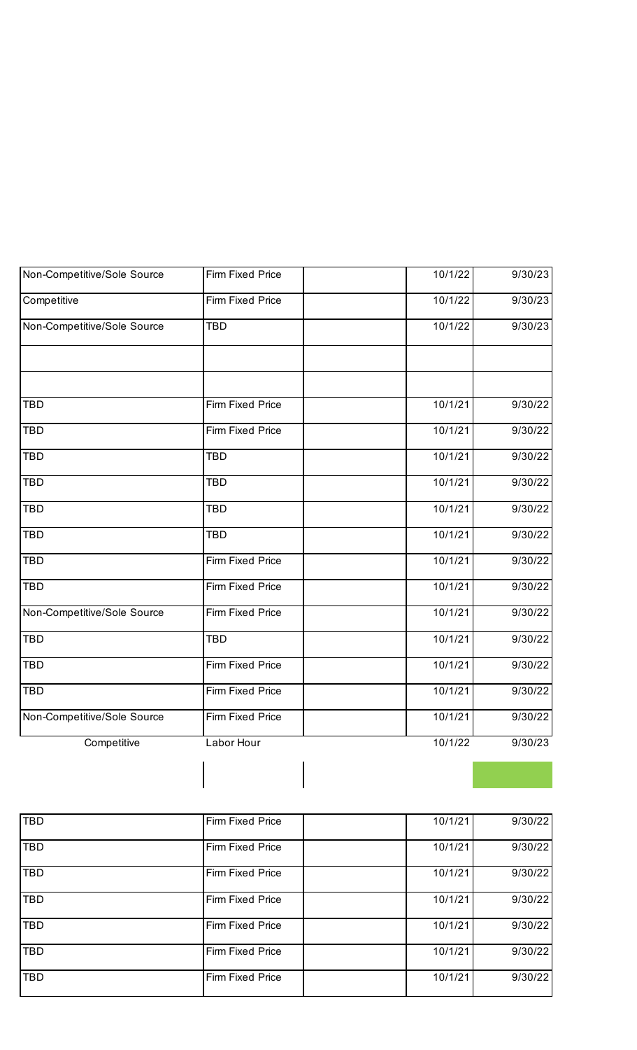| | | | | |
|---|---|---|---|---|
| Non-Competitive/Sole Source | Firm Fixed Price | | 10/1/22 | 9/30/23 |
| Competitive | Firm Fixed Price | | 10/1/22 | 9/30/23 |
| Non-Competitive/Sole Source | TBD | | 10/1/22 | 9/30/23 |
| | | | | |
| | | | | |
| TBD | Firm Fixed Price | | 10/1/21 | 9/30/22 |
| TBD | Firm Fixed Price | | 10/1/21 | 9/30/22 |
| TBD | TBD | | 10/1/21 | 9/30/22 |
| TBD | TBD | | 10/1/21 | 9/30/22 |
| TBD | TBD | | 10/1/21 | 9/30/22 |
| TBD | TBD | | 10/1/21 | 9/30/22 |
| TBD | Firm Fixed Price | | 10/1/21 | 9/30/22 |
| TBD | Firm Fixed Price | | 10/1/21 | 9/30/22 |
| Non-Competitive/Sole Source | Firm Fixed Price | | 10/1/21 | 9/30/22 |
| TBD | TBD | | 10/1/21 | 9/30/22 |
| TBD | Firm Fixed Price | | 10/1/21 | 9/30/22 |
| TBD | Firm Fixed Price | | 10/1/21 | 9/30/22 |
| Non-Competitive/Sole Source | Firm Fixed Price | | 10/1/21 | 9/30/22 |
| Competitive | Labor Hour | | 10/1/22 | 9/30/23 |
| | | | | |
| TBD | Firm Fixed Price | | 10/1/21 | 9/30/22 |
| TBD | Firm Fixed Price | | 10/1/21 | 9/30/22 |
| TBD | Firm Fixed Price | | 10/1/21 | 9/30/22 |
| TBD | Firm Fixed Price | | 10/1/21 | 9/30/22 |
| TBD | Firm Fixed Price | | 10/1/21 | 9/30/22 |
| TBD | Firm Fixed Price | | 10/1/21 | 9/30/22 |
| TBD | Firm Fixed Price | | 10/1/21 | 9/30/22 |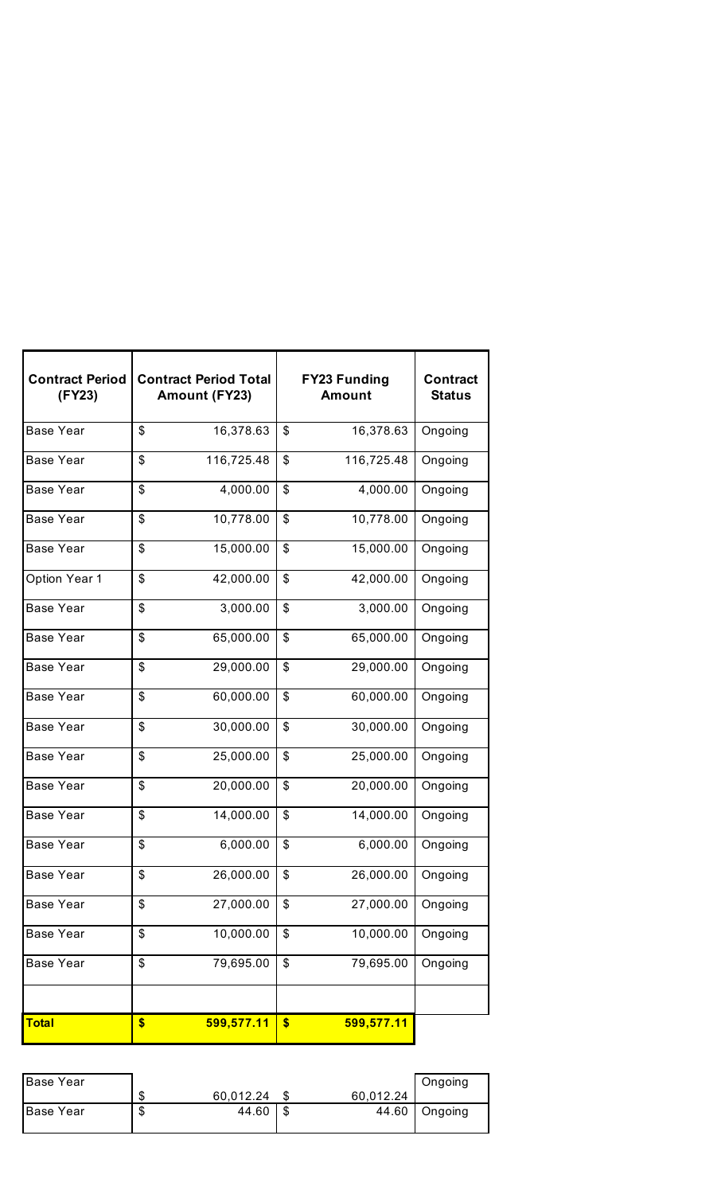| Contract Period (FY23) | Contract Period Total Amount (FY23) | FY23 Funding Amount | Contract Status |
|---|---|---|---|
| Base Year | $ 16,378.63 | $ 16,378.63 | Ongoing |
| Base Year | $ 116,725.48 | $ 116,725.48 | Ongoing |
| Base Year | $ 4,000.00 | $ 4,000.00 | Ongoing |
| Base Year | $ 10,778.00 | $ 10,778.00 | Ongoing |
| Base Year | $ 15,000.00 | $ 15,000.00 | Ongoing |
| Option Year 1 | $ 42,000.00 | $ 42,000.00 | Ongoing |
| Base Year | $ 3,000.00 | $ 3,000.00 | Ongoing |
| Base Year | $ 65,000.00 | $ 65,000.00 | Ongoing |
| Base Year | $ 29,000.00 | $ 29,000.00 | Ongoing |
| Base Year | $ 60,000.00 | $ 60,000.00 | Ongoing |
| Base Year | $ 30,000.00 | $ 30,000.00 | Ongoing |
| Base Year | $ 25,000.00 | $ 25,000.00 | Ongoing |
| Base Year | $ 20,000.00 | $ 20,000.00 | Ongoing |
| Base Year | $ 14,000.00 | $ 14,000.00 | Ongoing |
| Base Year | $ 6,000.00 | $ 6,000.00 | Ongoing |
| Base Year | $ 26,000.00 | $ 26,000.00 | Ongoing |
| Base Year | $ 27,000.00 | $ 27,000.00 | Ongoing |
| Base Year | $ 10,000.00 | $ 10,000.00 | Ongoing |
| Base Year | $ 79,695.00 | $ 79,695.00 | Ongoing |
| | | | |
| **Total** | **$ 599,577.11** | **$ 599,577.11** | |

| | | | |
|---|---|---|---|
| Base Year | $ 60,012.24 | $ 60,012.24 | Ongoing |
| Base Year | $ 44.60 | $ 44.60 | Ongoing |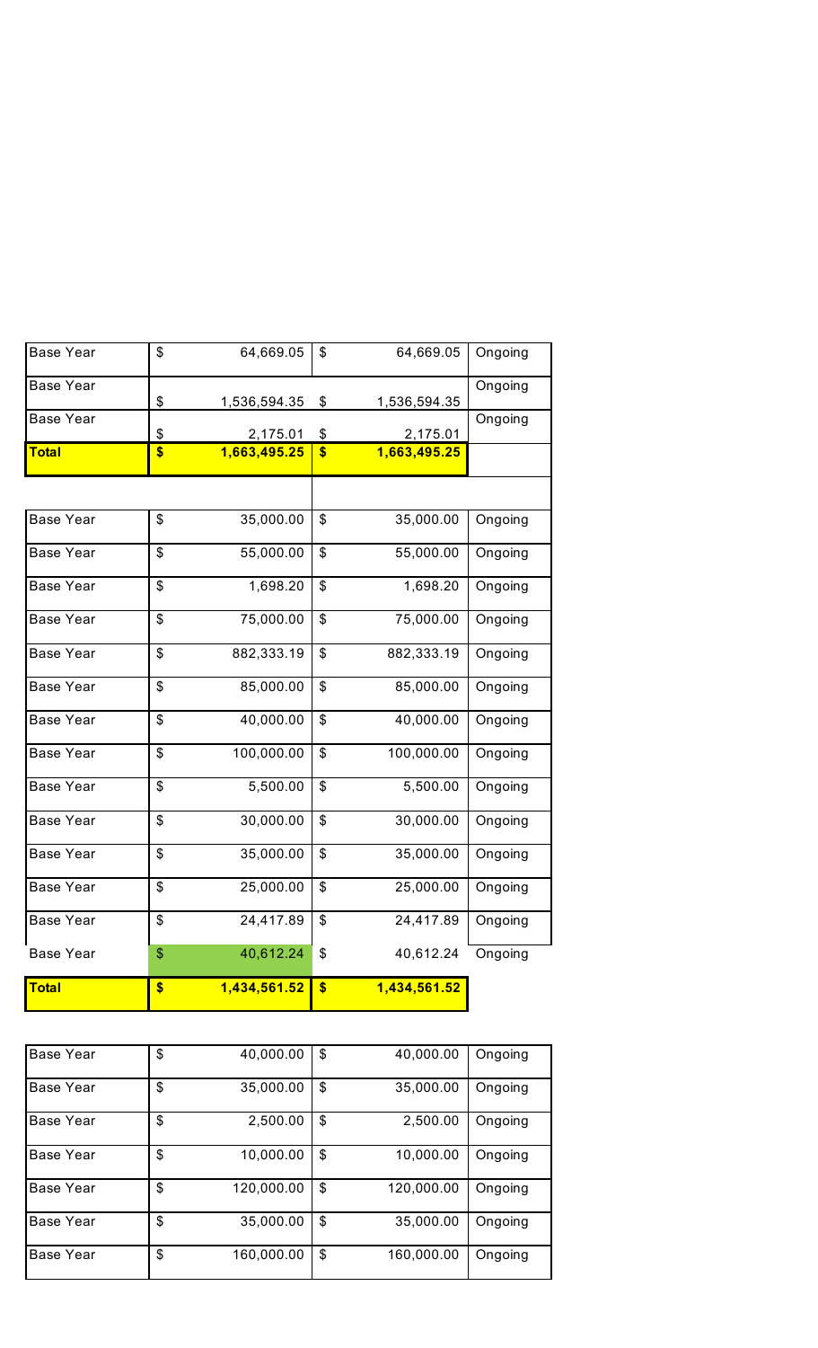| | | | |
|---|---|---|---|
| Base Year | $ 64,669.05 | $ 64,669.05 | Ongoing |
| Base Year | $ 1,536,594.35 | $ 1,536,594.35 | Ongoing |
| Base Year | $ 2,175.01 | $ 2,175.01 | Ongoing |
| **Total** | **$ 1,663,495.25** | **$ 1,663,495.25** | |

| | | | |
|---|---|---|---|
| Base Year | $ 35,000.00 | $ 35,000.00 | Ongoing |
| Base Year | $ 55,000.00 | $ 55,000.00 | Ongoing |
| Base Year | $ 1,698.20 | $ 1,698.20 | Ongoing |
| Base Year | $ 75,000.00 | $ 75,000.00 | Ongoing |
| Base Year | $ 882,333.19 | $ 882,333.19 | Ongoing |
| Base Year | $ 85,000.00 | $ 85,000.00 | Ongoing |
| Base Year | $ 40,000.00 | $ 40,000.00 | Ongoing |
| Base Year | $ 100,000.00 | $ 100,000.00 | Ongoing |
| Base Year | $ 5,500.00 | $ 5,500.00 | Ongoing |
| Base Year | $ 30,000.00 | $ 30,000.00 | Ongoing |
| Base Year | $ 35,000.00 | $ 35,000.00 | Ongoing |
| Base Year | $ 25,000.00 | $ 25,000.00 | Ongoing |
| Base Year | $ 24,417.89 | $ 24,417.89 | Ongoing |
| Base Year | $ 40,612.24 | $ 40,612.24 | Ongoing |
| **Total** | **$ 1,434,561.52** | **$ 1,434,561.52** | |

| | | | |
|---|---|---|---|
| Base Year | $ 40,000.00 | $ 40,000.00 | Ongoing |
| Base Year | $ 35,000.00 | $ 35,000.00 | Ongoing |
| Base Year | $ 2,500.00 | $ 2,500.00 | Ongoing |
| Base Year | $ 10,000.00 | $ 10,000.00 | Ongoing |
| Base Year | $ 120,000.00 | $ 120,000.00 | Ongoing |
| Base Year | $ 35,000.00 | $ 35,000.00 | Ongoing |
| Base Year | $ 160,000.00 | $ 160,000.00 | Ongoing |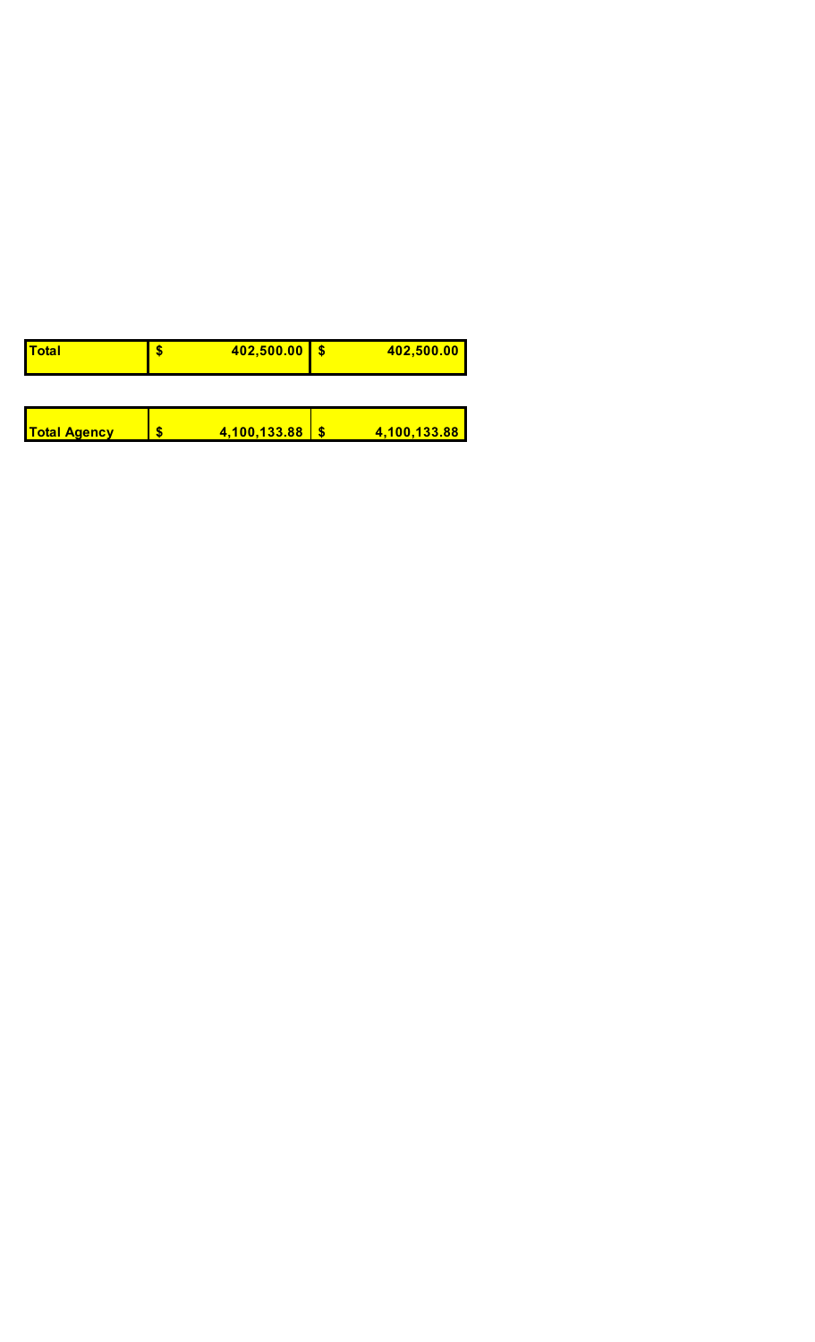| Total | $ 402,500.00 | $ 402,500.00 |
|---|---|---|

| Total Agency | $ 4,100,133.88 | $ 4,100,133.88 |
|---|---|---|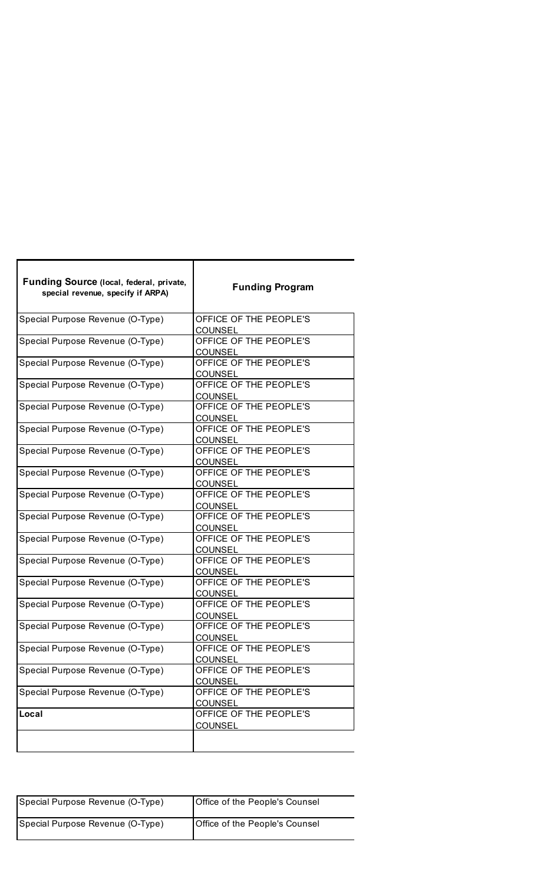| Funding Source (local, federal, private, special revenue, specify if ARPA) | Funding Program |
|---|---|
| Special Purpose Revenue (O-Type) | OFFICE OF THE PEOPLE'S COUNSEL |
| Special Purpose Revenue (O-Type) | OFFICE OF THE PEOPLE'S COUNSEL |
| Special Purpose Revenue (O-Type) | OFFICE OF THE PEOPLE'S COUNSEL |
| Special Purpose Revenue (O-Type) | OFFICE OF THE PEOPLE'S COUNSEL |
| Special Purpose Revenue (O-Type) | OFFICE OF THE PEOPLE'S COUNSEL |
| Special Purpose Revenue (O-Type) | OFFICE OF THE PEOPLE'S COUNSEL |
| Special Purpose Revenue (O-Type) | OFFICE OF THE PEOPLE'S COUNSEL |
| Special Purpose Revenue (O-Type) | OFFICE OF THE PEOPLE'S COUNSEL |
| Special Purpose Revenue (O-Type) | OFFICE OF THE PEOPLE'S COUNSEL |
| Special Purpose Revenue (O-Type) | OFFICE OF THE PEOPLE'S COUNSEL |
| Special Purpose Revenue (O-Type) | OFFICE OF THE PEOPLE'S COUNSEL |
| Special Purpose Revenue (O-Type) | OFFICE OF THE PEOPLE'S COUNSEL |
| Special Purpose Revenue (O-Type) | OFFICE OF THE PEOPLE'S COUNSEL |
| Special Purpose Revenue (O-Type) | OFFICE OF THE PEOPLE'S COUNSEL |
| Special Purpose Revenue (O-Type) | OFFICE OF THE PEOPLE'S COUNSEL |
| Special Purpose Revenue (O-Type) | OFFICE OF THE PEOPLE'S COUNSEL |
| Special Purpose Revenue (O-Type) | OFFICE OF THE PEOPLE'S COUNSEL |
| Special Purpose Revenue (O-Type) | OFFICE OF THE PEOPLE'S COUNSEL |
| **Local** | OFFICE OF THE PEOPLE'S COUNSEL |
| | |

| | |
|---|---|
| Special Purpose Revenue (O-Type) | Office of the People's Counsel |
| Special Purpose Revenue (O-Type) | Office of the People's Counsel |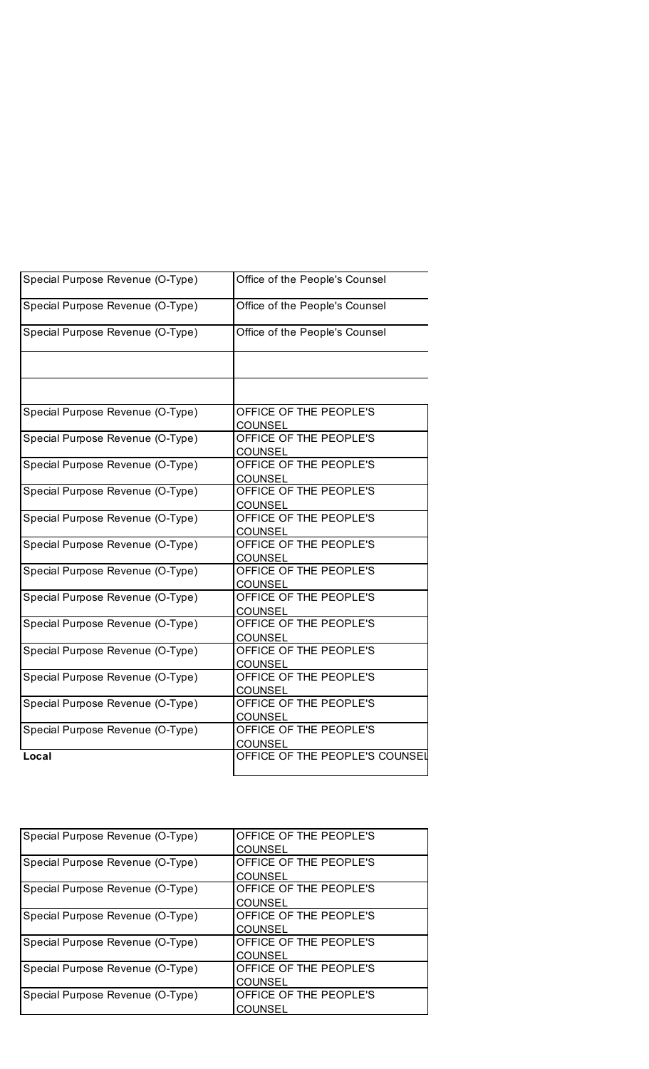| | |
|---|---|
| Special Purpose Revenue (O-Type) | Office of the People's Counsel |
| Special Purpose Revenue (O-Type) | Office of the People's Counsel |
| Special Purpose Revenue (O-Type) | Office of the People's Counsel |
| | |
| | |

| | |
|---|---|
| Special Purpose Revenue (O-Type) | OFFICE OF THE PEOPLE'S COUNSEL |
| Special Purpose Revenue (O-Type) | OFFICE OF THE PEOPLE'S COUNSEL |
| Special Purpose Revenue (O-Type) | OFFICE OF THE PEOPLE'S COUNSEL |
| Special Purpose Revenue (O-Type) | OFFICE OF THE PEOPLE'S COUNSEL |
| Special Purpose Revenue (O-Type) | OFFICE OF THE PEOPLE'S COUNSEL |
| Special Purpose Revenue (O-Type) | OFFICE OF THE PEOPLE'S COUNSEL |
| Special Purpose Revenue (O-Type) | OFFICE OF THE PEOPLE'S COUNSEL |
| Special Purpose Revenue (O-Type) | OFFICE OF THE PEOPLE'S COUNSEL |
| Special Purpose Revenue (O-Type) | OFFICE OF THE PEOPLE'S COUNSEL |
| Special Purpose Revenue (O-Type) | OFFICE OF THE PEOPLE'S COUNSEL |
| Special Purpose Revenue (O-Type) | OFFICE OF THE PEOPLE'S COUNSEL |
| Special Purpose Revenue (O-Type) | OFFICE OF THE PEOPLE'S COUNSEL |
| Special Purpose Revenue (O-Type) | OFFICE OF THE PEOPLE'S COUNSEL |
| **Local** | OFFICE OF THE PEOPLE'S COUNSEL |

| | |
|---|---|
| Special Purpose Revenue (O-Type) | OFFICE OF THE PEOPLE'S COUNSEL |
| Special Purpose Revenue (O-Type) | OFFICE OF THE PEOPLE'S COUNSEL |
| Special Purpose Revenue (O-Type) | OFFICE OF THE PEOPLE'S COUNSEL |
| Special Purpose Revenue (O-Type) | OFFICE OF THE PEOPLE'S COUNSEL |
| Special Purpose Revenue (O-Type) | OFFICE OF THE PEOPLE'S COUNSEL |
| Special Purpose Revenue (O-Type) | OFFICE OF THE PEOPLE'S COUNSEL |
| Special Purpose Revenue (O-Type) | OFFICE OF THE PEOPLE'S COUNSEL |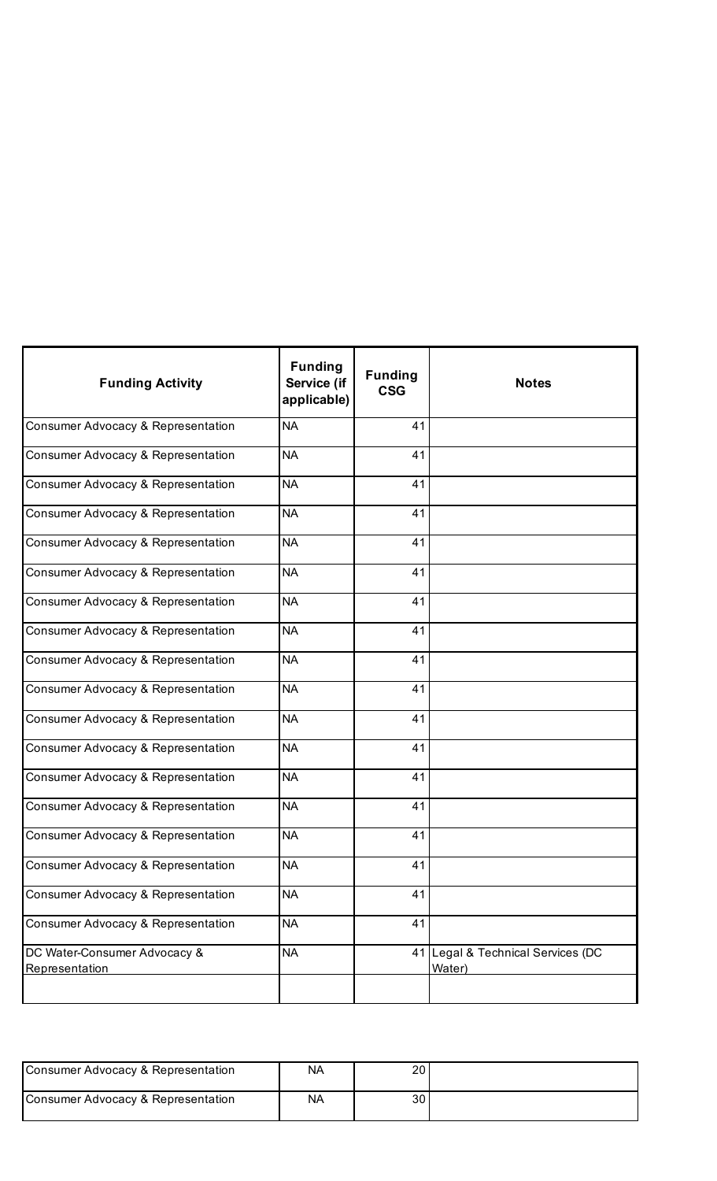| Funding Activity | Funding Service (if applicable) | Funding CSG | Notes |
|---|---|---|---|
| Consumer Advocacy & Representation | NA | 41 | |
| Consumer Advocacy & Representation | NA | 41 | |
| Consumer Advocacy & Representation | NA | 41 | |
| Consumer Advocacy & Representation | NA | 41 | |
| Consumer Advocacy & Representation | NA | 41 | |
| Consumer Advocacy & Representation | NA | 41 | |
| Consumer Advocacy & Representation | NA | 41 | |
| Consumer Advocacy & Representation | NA | 41 | |
| Consumer Advocacy & Representation | NA | 41 | |
| Consumer Advocacy & Representation | NA | 41 | |
| Consumer Advocacy & Representation | NA | 41 | |
| Consumer Advocacy & Representation | NA | 41 | |
| Consumer Advocacy & Representation | NA | 41 | |
| Consumer Advocacy & Representation | NA | 41 | |
| Consumer Advocacy & Representation | NA | 41 | |
| Consumer Advocacy & Representation | NA | 41 | |
| Consumer Advocacy & Representation | NA | 41 | |
| Consumer Advocacy & Representation | NA | 41 | |
| DC Water-Consumer Advocacy & Representation | NA | 41 | Legal & Technical Services (DC Water) |
| | | | |

| | | | |
|---|---|---|---|
| Consumer Advocacy & Representation | NA | 20 | |
| Consumer Advocacy & Representation | NA | 30 | |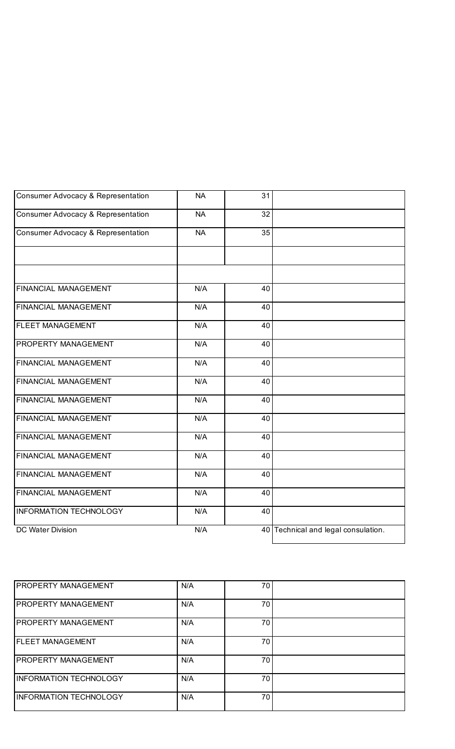| | | | |
|---|---|---|---|
| Consumer Advocacy & Representation | NA | 31 | |
| Consumer Advocacy & Representation | NA | 32 | |
| Consumer Advocacy & Representation | NA | 35 | |
| | | | |
| | | | |
| FINANCIAL MANAGEMENT | N/A | 40 | |
| FINANCIAL MANAGEMENT | N/A | 40 | |
| FLEET MANAGEMENT | N/A | 40 | |
| PROPERTY MANAGEMENT | N/A | 40 | |
| FINANCIAL MANAGEMENT | N/A | 40 | |
| FINANCIAL MANAGEMENT | N/A | 40 | |
| FINANCIAL MANAGEMENT | N/A | 40 | |
| FINANCIAL MANAGEMENT | N/A | 40 | |
| FINANCIAL MANAGEMENT | N/A | 40 | |
| FINANCIAL MANAGEMENT | N/A | 40 | |
| FINANCIAL MANAGEMENT | N/A | 40 | |
| FINANCIAL MANAGEMENT | N/A | 40 | |
| INFORMATION TECHNOLOGY | N/A | 40 | |
| DC Water Division | N/A | 40 | Technical and legal consulation. |

| | | | |
|---|---|---|---|
| PROPERTY MANAGEMENT | N/A | 70 | |
| PROPERTY MANAGEMENT | N/A | 70 | |
| PROPERTY MANAGEMENT | N/A | 70 | |
| FLEET MANAGEMENT | N/A | 70 | |
| PROPERTY MANAGEMENT | N/A | 70 | |
| INFORMATION TECHNOLOGY | N/A | 70 | |
| INFORMATION TECHNOLOGY | N/A | 70 | |